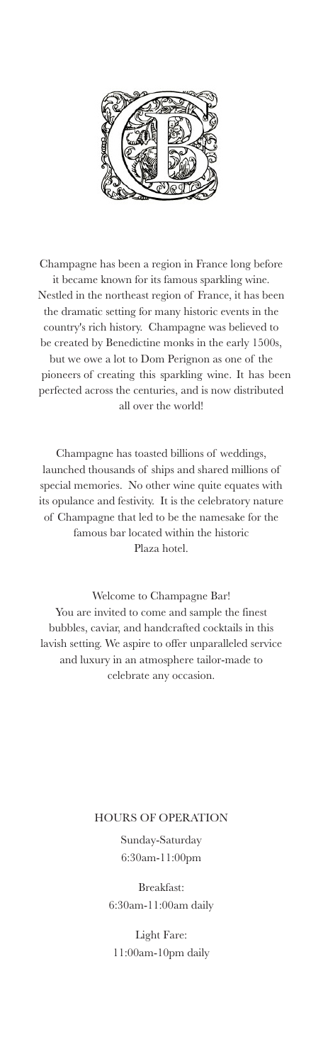Champagne has been a region in France long before it became known for its famous sparkling wine. Nestled in the northeast region of France, it has been the dramatic setting for many historic events in the country's rich history. Champagne was believed to be created by Benedictine monks in the early 1500s, but we owe a lot to Dom Perignon as one of the pioneers of creating this sparkling wine. It has been perfected across the centuries, and is now distributed all over the world!

Champagne has toasted billions of weddings, launched thousands of ships and shared millions of special memories. No other wine quite equates with its opulance and festivity. It is the celebratory nature of Champagne that led to be the namesake for the famous bar located within the historic Plaza hotel.

Welcome to Champagne Bar!
You are invited to come and sample the finest bubbles, caviar, and handcrafted cocktails in this lavish setting. We aspire to offer unparalleled service and luxury in an atmosphere tailor-made to celebrate any occasion.

HOURS OF OPERATION

Sunday-Saturday
6:30am-11:00pm

Breakfast:
6:30am-11:00am daily

Light Fare:
11:00am-10pm daily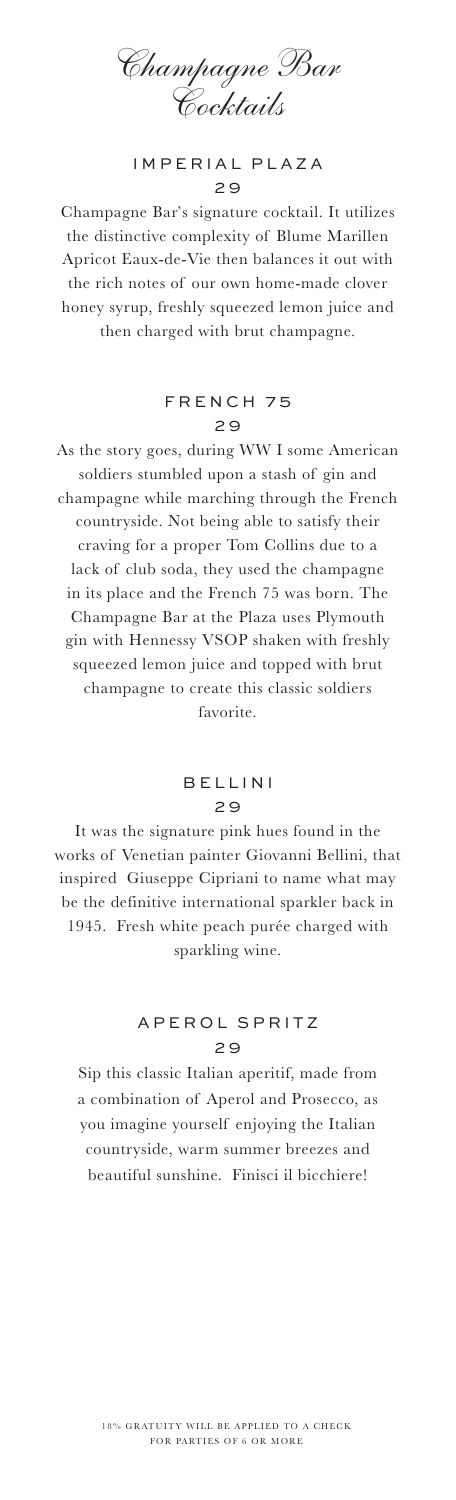# Champagne Bar Cocktails

## IMPERIAL PLAZA

29

Champagne Bar's signature cocktail. It utilizes the distinctive complexity of Blume Marillen Apricot Eaux-de-Vie then balances it out with the rich notes of our own home-made clover honey syrup, freshly squeezed lemon juice and then charged with brut champagne.

## FRENCH 75

29

As the story goes, during WW I some American soldiers stumbled upon a stash of gin and champagne while marching through the French countryside. Not being able to satisfy their craving for a proper Tom Collins due to a lack of club soda, they used the champagne in its place and the French 75 was born. The Champagne Bar at the Plaza uses Plymouth gin with Hennessy VSOP shaken with freshly squeezed lemon juice and topped with brut champagne to create this classic soldiers favorite.

## BELLINI

29

It was the signature pink hues found in the works of Venetian painter Giovanni Bellini, that inspired Giuseppe Cipriani to name what may be the definitive international sparkler back in 1945. Fresh white peach purée charged with sparkling wine.

## APEROL SPRITZ

29

Sip this classic Italian aperitif, made from a combination of Aperol and Prosecco, as you imagine yourself enjoying the Italian countryside, warm summer breezes and beautiful sunshine. Finisci il bicchiere!

18% GRATUITY WILL BE APPLIED TO A CHECK FOR PARTIES OF 6 OR MORE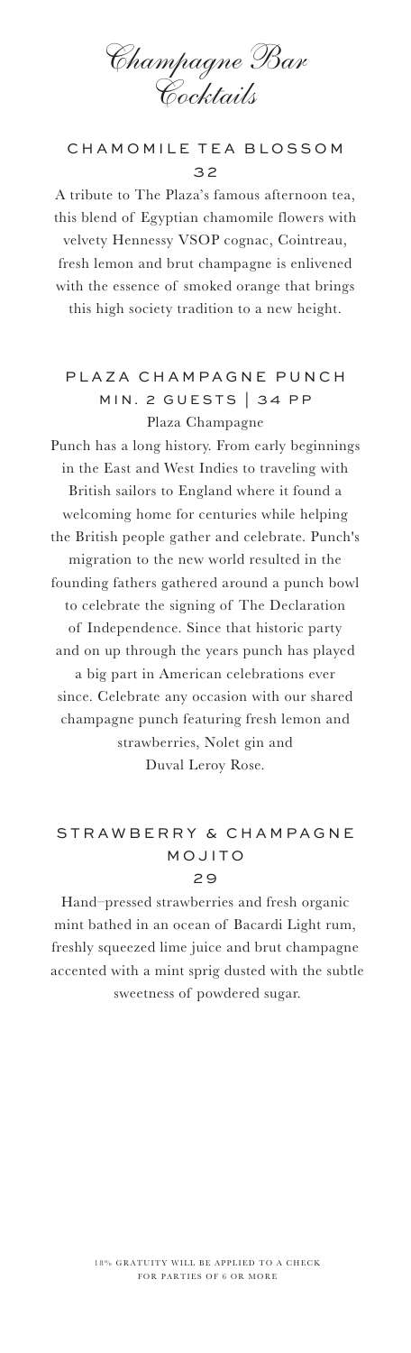# Champagne Bar Cocktails

## CHAMOMILE TEA BLOSSOM
32

A tribute to The Plaza's famous afternoon tea, this blend of Egyptian chamomile flowers with velvety Hennessy VSOP cognac, Cointreau, fresh lemon and brut champagne is enlivened with the essence of smoked orange that brings this high society tradition to a new height.

## PLAZA CHAMPAGNE PUNCH
MIN. 2 GUESTS | 34 PP

Plaza Champagne

Punch has a long history. From early beginnings in the East and West Indies to traveling with British sailors to England where it found a welcoming home for centuries while helping the British people gather and celebrate. Punch's migration to the new world resulted in the founding fathers gathered around a punch bowl to celebrate the signing of The Declaration of Independence. Since that historic party and on up through the years punch has played a big part in American celebrations ever since. Celebrate any occasion with our shared champagne punch featuring fresh lemon and strawberries, Nolet gin and Duval Leroy Rose.

## STRAWBERRY & CHAMPAGNE MOJITO
29

Hand-pressed strawberries and fresh organic mint bathed in an ocean of Bacardi Light rum, freshly squeezed lime juice and brut champagne accented with a mint sprig dusted with the subtle sweetness of powdered sugar.

18% GRATUITY WILL BE APPLIED TO A CHECK FOR PARTIES OF 6 OR MORE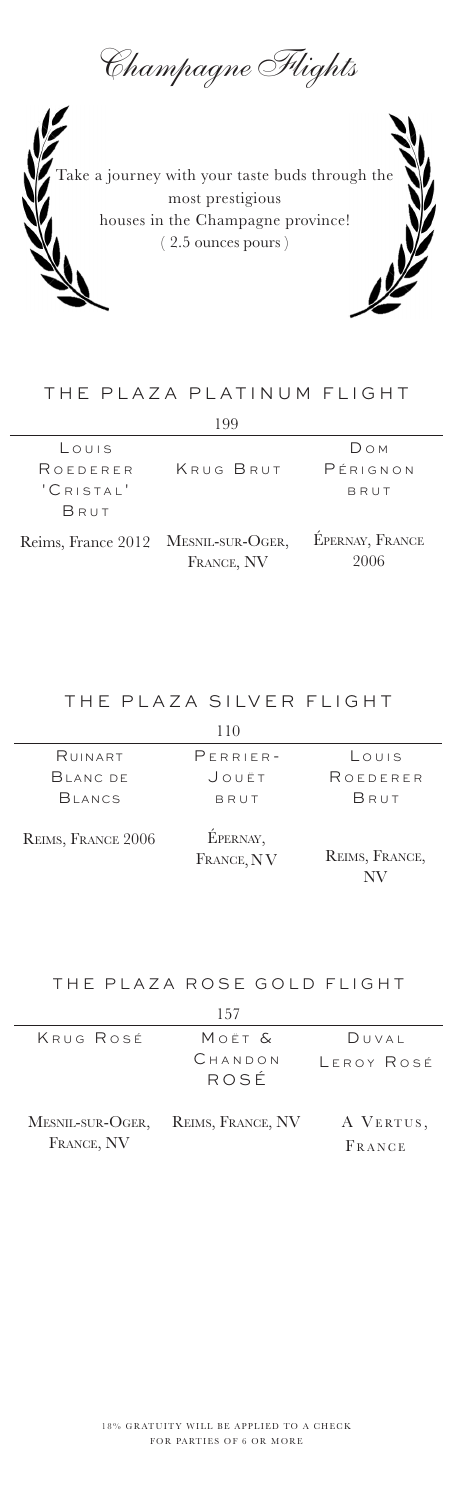# Champagne Flights

Take a journey with your taste buds through the most prestigious houses in the Champagne province!
( 2.5 ounces pours )

## THE PLAZA PLATINUM FLIGHT

199

| Louis Roederer 'Cristal' Brut | Krug Brut | Dom Pérignon brut |
|---|---|---|
| Reims, France 2012 | Mesnil-sur-Oger, France, NV | Épernay, France 2006 |

## THE PLAZA SILVER FLIGHT

110

| Ruinart Blanc de Blancs | Perrier-Jouët brut | Louis Roederer Brut |
|---|---|---|
| Reims, France 2006 | Épernay, France, NV | Reims, France, NV |

## THE PLAZA ROSE GOLD FLIGHT

157

| Krug Rosé | Moet & Chandon rosé | Duval Leroy Rosé |
|---|---|---|
| Mesnil-sur-Oger, France, NV | Reims, France, NV | A Vertus, France |

18% GRATUITY WILL BE APPLIED TO A CHECK FOR PARTIES OF 6 OR MORE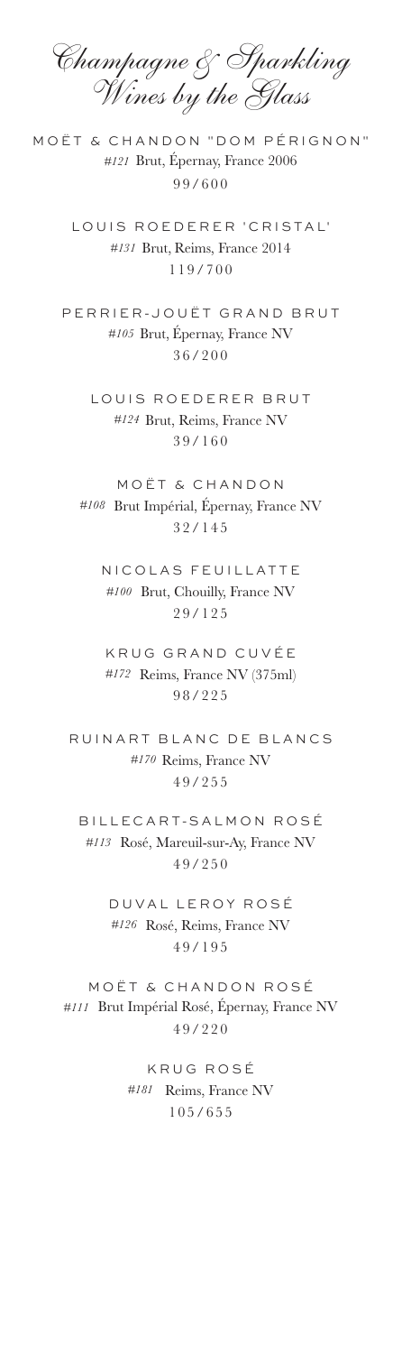# Champagne & Sparkling Wines by the Glass

**MOËT & CHANDON "DOM PÉRIGNON"**
*#121* Brut, Épernay, France 2006
99/600

**LOUIS ROEDERER 'CRISTAL'**
*#131* Brut, Reims, France 2014
119/700

**PERRIER-JOUËT GRAND BRUT**
*#105* Brut, Épernay, France NV
36/200

**LOUIS ROEDERER BRUT**
*#124* Brut, Reims, France NV
39/160

**MOËT & CHANDON**
*#108* Brut Impérial, Épernay, France NV
32/145

**NICOLAS FEUILLATTE**
*#100* Brut, Chouilly, France NV
29/125

**KRUG GRAND CUVÉE**
*#172* Reims, France NV (375ml)
98/225

**RUINART BLANC DE BLANCS**
*#170* Reims, France NV
49/255

**BILLECART-SALMON ROSÉ**
*#113* Rosé, Mareuil-sur-Ay, France NV
49/250

**DUVAL LEROY ROSÉ**
*#126* Rosé, Reims, France NV
49/195

**MOËT & CHANDON ROSÉ**
*#111* Brut Impérial Rosé, Épernay, France NV
49/220

**KRUG ROSÉ**
*#181* Reims, France NV
105/655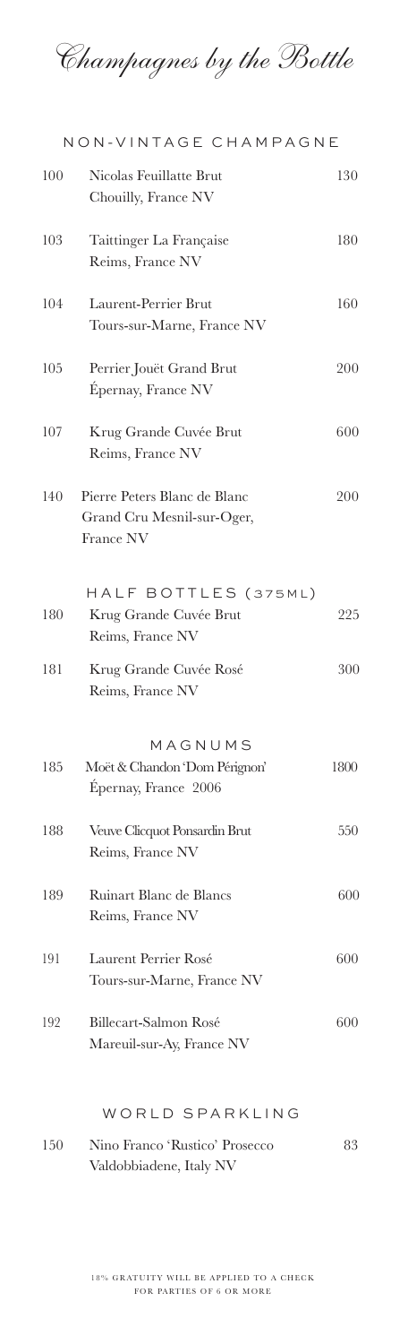# Champagnes by the Bottle

## NON-VINTAGE CHAMPAGNE

| | | |
|---|---|---|
| 100 | Nicolas Feuillatte Brut<br>Chouilly, France NV | 130 |
| 103 | Taittinger La Française<br>Reims, France NV | 180 |
| 104 | Laurent-Perrier Brut<br>Tours-sur-Marne, France NV | 160 |
| 105 | Perrier Jouët Grand Brut<br>Épernay, France NV | 200 |
| 107 | Krug Grande Cuvée Brut<br>Reims, France NV | 600 |
| 140 | Pierre Peters Blanc de Blanc<br>Grand Cru Mesnil-sur-Oger,<br>France NV | 200 |

## HALF BOTTLES (375ML)

| | | |
|---|---|---|
| 180 | Krug Grande Cuvée Brut<br>Reims, France NV | 225 |
| 181 | Krug Grande Cuvée Rosé<br>Reims, France NV | 300 |

## MAGNUMS

| | | |
|---|---|---|
| 185 | Moët & Chandon 'Dom Pérignon'<br>Épernay, France 2006 | 1800 |
| 188 | Veuve Clicquot Ponsardin Brut<br>Reims, France NV | 550 |
| 189 | Ruinart Blanc de Blancs<br>Reims, France NV | 600 |
| 191 | Laurent Perrier Rosé<br>Tours-sur-Marne, France NV | 600 |
| 192 | Billecart-Salmon Rosé<br>Mareuil-sur-Ay, France NV | 600 |

## WORLD SPARKLING

| | | |
|---|---|---|
| 150 | Nino Franco 'Rustico' Prosecco<br>Valdobbiadene, Italy NV | 83 |

18% GRATUITY WILL BE APPLIED TO A CHECK FOR PARTIES OF 6 OR MORE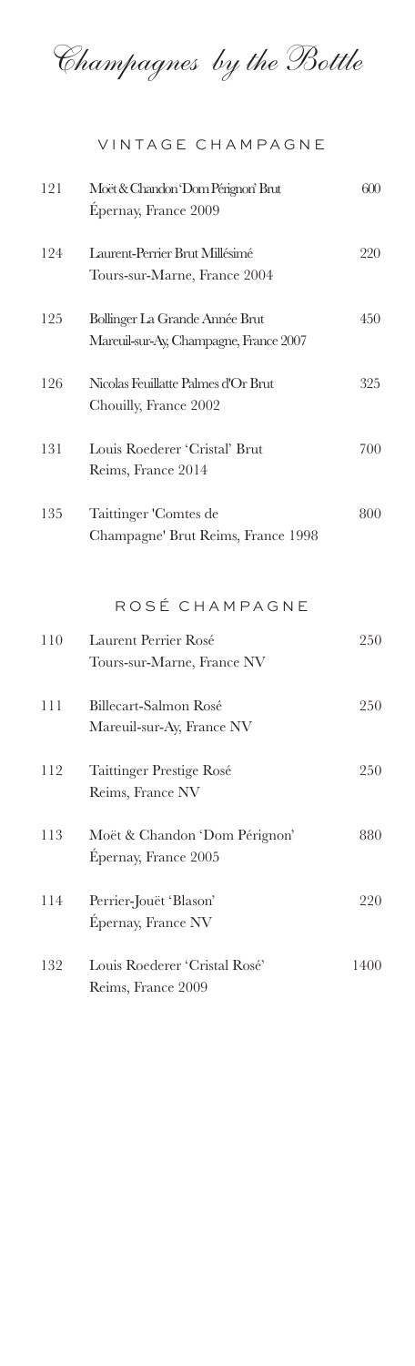# Champagnes by the Bottle

## VINTAGE CHAMPAGNE

| | | |
|---|---|---|
| 121 | Moët & Chandon 'Dom Pérignon' Brut<br>Épernay, France 2009 | 600 |
| 124 | Laurent-Perrier Brut Millésimé<br>Tours-sur-Marne, France 2004 | 220 |
| 125 | Bollinger La Grande Année Brut<br>Mareuil-sur-Ay, Champagne, France 2007 | 450 |
| 126 | Nicolas Feuillatte Palmes d'Or Brut<br>Chouilly, France 2002 | 325 |
| 131 | Louis Roederer 'Cristal' Brut<br>Reims, France 2014 | 700 |
| 135 | Taittinger 'Comtes de Champagne' Brut Reims, France 1998 | 800 |

## ROSÉ CHAMPAGNE

| | | |
|---|---|---|
| 110 | Laurent Perrier Rosé<br>Tours-sur-Marne, France NV | 250 |
| 111 | Billecart-Salmon Rosé<br>Mareuil-sur-Ay, France NV | 250 |
| 112 | Taittinger Prestige Rosé<br>Reims, France NV | 250 |
| 113 | Moët & Chandon 'Dom Pérignon'<br>Épernay, France 2005 | 880 |
| 114 | Perrier-Jouët 'Blason'<br>Épernay, France NV | 220 |
| 132 | Louis Roederer 'Cristal Rosé'<br>Reims, France 2009 | 1400 |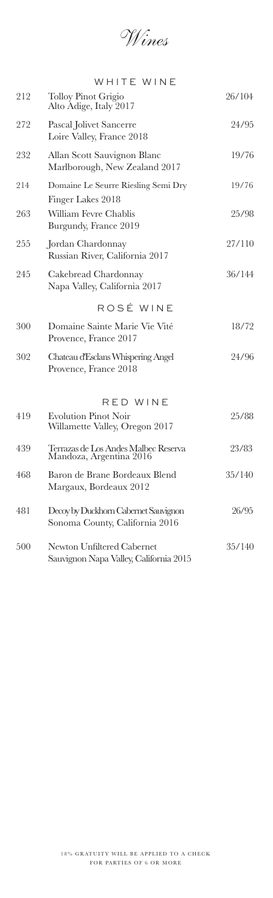# Wines

## WHITE WINE

| | | |
|---|---|---|
| 212 | Tolloy Pinot Grigio<br>Alto Adige, Italy 2017 | 26/104 |
| 272 | Pascal Jolivet Sancerre<br>Loire Valley, France 2018 | 24/95 |
| 232 | Allan Scott Sauvignon Blanc<br>Marlborough, New Zealand 2017 | 19/76 |
| 214 | Domaine Le Seurre Riesling Semi Dry<br>Finger Lakes 2018 | 19/76 |
| 263 | William Fevre Chablis<br>Burgundy, France 2019 | 25/98 |
| 255 | Jordan Chardonnay<br>Russian River, California 2017 | 27/110 |
| 245 | Cakebread Chardonnay<br>Napa Valley, California 2017 | 36/144 |

## ROSÉ WINE

| | | |
|---|---|---|
| 300 | Domaine Sainte Marie Vie Vité<br>Provence, France 2017 | 18/72 |
| 302 | Chateau d'Esclans Whispering Angel<br>Provence, France 2018 | 24/96 |

## RED WINE

| | | |
|---|---|---|
| 419 | Evolution Pinot Noir<br>Willamette Valley, Oregon 2017 | 25/88 |
| 439 | Terrazas de Los Andes Malbec Reserva<br>Mandoza, Argentina 2016 | 23/83 |
| 468 | Baron de Brane Bordeaux Blend<br>Margaux, Bordeaux 2012 | 35/140 |
| 481 | Decoy by Duckhorn Cabernet Sauvignon<br>Sonoma County, California 2016 | 26/95 |
| 500 | Newton Unfiltered Cabernet<br>Sauvignon Napa Valley, California 2015 | 35/140 |

18% GRATUITY WILL BE APPLIED TO A CHECK FOR PARTIES OF 6 OR MORE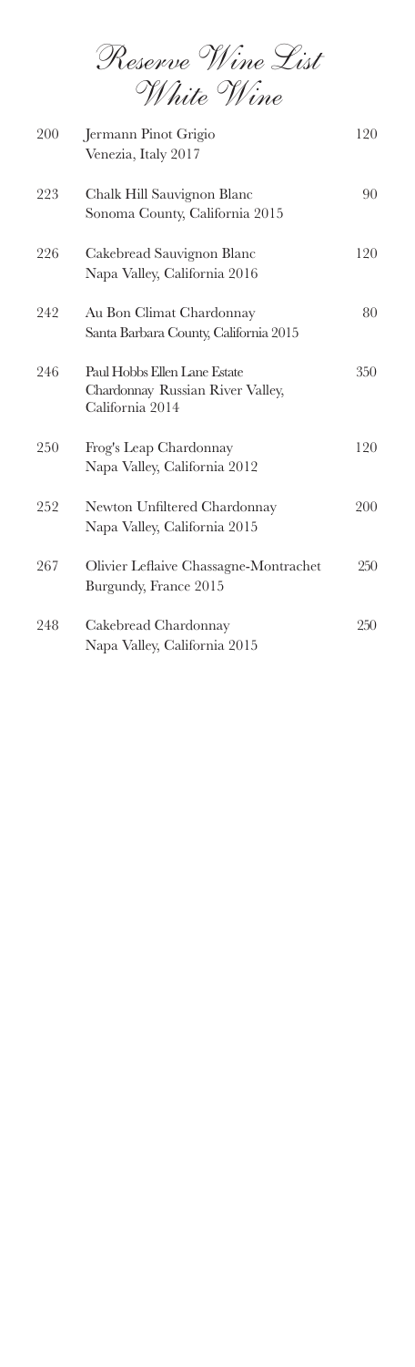# Reserve Wine List

## White Wine

| | | |
|---|---|---|
| 200 | Jermann Pinot Grigio<br>Venezia, Italy 2017 | 120 |
| 223 | Chalk Hill Sauvignon Blanc<br>Sonoma County, California 2015 | 90 |
| 226 | Cakebread Sauvignon Blanc<br>Napa Valley, California 2016 | 120 |
| 242 | Au Bon Climat Chardonnay<br>Santa Barbara County, California 2015 | 80 |
| 246 | Paul Hobbs Ellen Lane Estate<br>Chardonnay Russian River Valley, California 2014 | 350 |
| 250 | Frog's Leap Chardonnay<br>Napa Valley, California 2012 | 120 |
| 252 | Newton Unfiltered Chardonnay<br>Napa Valley, California 2015 | 200 |
| 267 | Olivier Leflaive Chassagne-Montrachet<br>Burgundy, France 2015 | 250 |
| 248 | Cakebread Chardonnay<br>Napa Valley, California 2015 | 250 |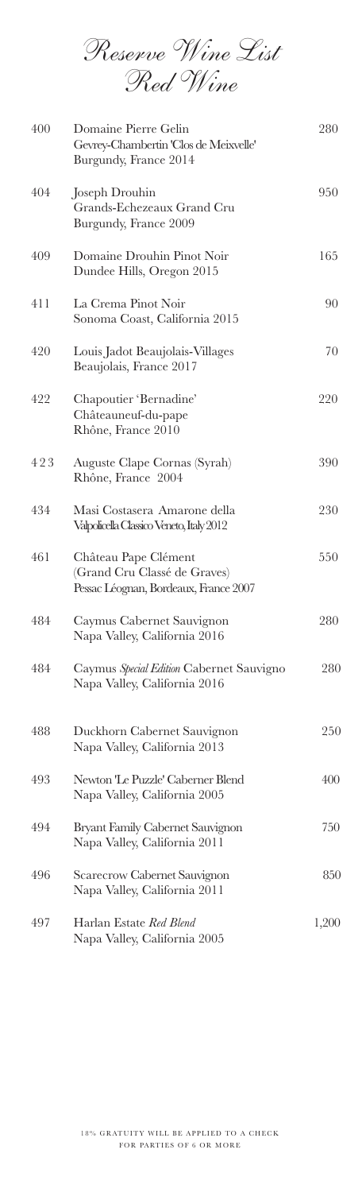# Reserve Wine List

## Red Wine

| | | |
|---|---|---|
| 400 | Domaine Pierre Gelin<br>Gevrey-Chambertin 'Clos de Meixvelle'<br>Burgundy, France 2014 | 280 |
| 404 | Joseph Drouhin<br>Grands-Echezeaux Grand Cru<br>Burgundy, France 2009 | 950 |
| 409 | Domaine Drouhin Pinot Noir<br>Dundee Hills, Oregon 2015 | 165 |
| 411 | La Crema Pinot Noir<br>Sonoma Coast, California 2015 | 90 |
| 420 | Louis Jadot Beaujolais-Villages<br>Beaujolais, France 2017 | 70 |
| 422 | Chapoutier 'Bernadine'<br>Châteauneuf-du-pape<br>Rhône, France 2010 | 220 |
| 423 | Auguste Clape Cornas (Syrah)<br>Rhône, France 2004 | 390 |
| 434 | Masi Costasera Amarone della<br>Valpolicella Classico Veneto, Italy 2012 | 230 |
| 461 | Château Pape Clément<br>(Grand Cru Classé de Graves)<br>Pessac Léognan, Bordeaux, France 2007 | 550 |
| 484 | Caymus Cabernet Sauvignon<br>Napa Valley, California 2016 | 280 |
| 484 | Caymus *Special Edition* Cabernet Sauvigno<br>Napa Valley, California 2016 | 280 |
| 488 | Duckhorn Cabernet Sauvignon<br>Napa Valley, California 2013 | 250 |
| 493 | Newton 'Le Puzzle' Caberner Blend<br>Napa Valley, California 2005 | 400 |
| 494 | Bryant Family Cabernet Sauvignon<br>Napa Valley, California 2011 | 750 |
| 496 | Scarecrow Cabernet Sauvignon<br>Napa Valley, California 2011 | 850 |
| 497 | Harlan Estate *Red Blend*<br>Napa Valley, California 2005 | 1,200 |

18% GRATUITY WILL BE APPLIED TO A CHECK FOR PARTIES OF 6 OR MORE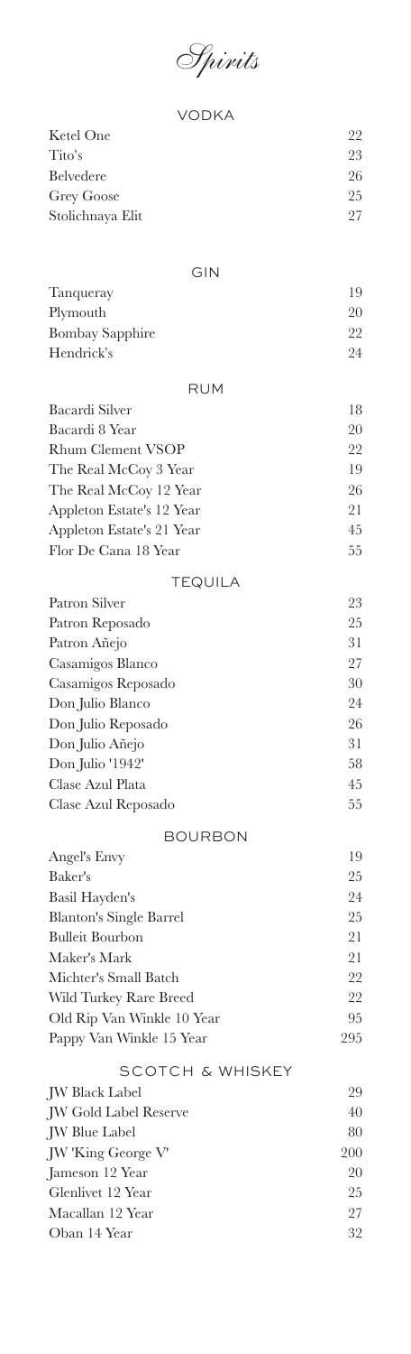# Spirits

## VODKA

| | |
|---|---|
| Ketel One | 22 |
| Tito's | 23 |
| Belvedere | 26 |
| Grey Goose | 25 |
| Stolichnaya Elit | 27 |

## GIN

| | |
|---|---|
| Tanqueray | 19 |
| Plymouth | 20 |
| Bombay Sapphire | 22 |
| Hendrick's | 24 |

## RUM

| | |
|---|---|
| Bacardi Silver | 18 |
| Bacardi 8 Year | 20 |
| Rhum Clement VSOP | 22 |
| The Real McCoy 3 Year | 19 |
| The Real McCoy 12 Year | 26 |
| Appleton Estate's 12 Year | 21 |
| Appleton Estate's 21 Year | 45 |
| Flor De Cana 18 Year | 55 |

## TEQUILA

| | |
|---|---|
| Patron Silver | 23 |
| Patron Reposado | 25 |
| Patron Añejo | 31 |
| Casamigos Blanco | 27 |
| Casamigos Reposado | 30 |
| Don Julio Blanco | 24 |
| Don Julio Reposado | 26 |
| Don Julio Añejo | 31 |
| Don Julio '1942' | 58 |
| Clase Azul Plata | 45 |
| Clase Azul Reposado | 55 |

## BOURBON

| | |
|---|---|
| Angel's Envy | 19 |
| Baker's | 25 |
| Basil Hayden's | 24 |
| Blanton's Single Barrel | 25 |
| Bulleit Bourbon | 21 |
| Maker's Mark | 21 |
| Michter's Small Batch | 22 |
| Wild Turkey Rare Breed | 22 |
| Old Rip Van Winkle 10 Year | 95 |
| Pappy Van Winkle 15 Year | 295 |

## SCOTCH & WHISKEY

| | |
|---|---|
| JW Black Label | 29 |
| JW Gold Label Reserve | 40 |
| JW Blue Label | 80 |
| JW 'King George V' | 200 |
| Jameson 12 Year | 20 |
| Glenlivet 12 Year | 25 |
| Macallan 12 Year | 27 |
| Oban 14 Year | 32 |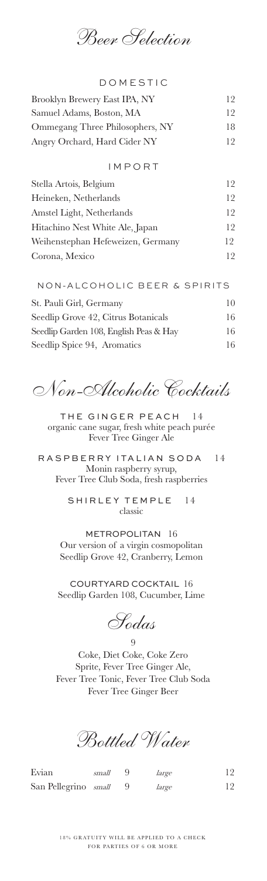# Beer Selection

## DOMESTIC

| Item | Price |
| --- | --- |
| Brooklyn Brewery East IPA, NY | 12 |
| Samuel Adams, Boston, MA | 12 |
| Ommegang Three Philosophers, NY | 18 |
| Angry Orchard, Hard Cider NY | 12 |

## IMPORT

| Item | Price |
| --- | --- |
| Stella Artois, Belgium | 12 |
| Heineken, Netherlands | 12 |
| Amstel Light, Netherlands | 12 |
| Hitachino Nest White Ale, Japan | 12 |
| Weihenstephan Hefeweizen, Germany | 12 |
| Corona, Mexico | 12 |

## NON-ALCOHOLIC BEER & SPIRITS

| Item | Price |
| --- | --- |
| St. Pauli Girl, Germany | 10 |
| Seedlip Grove 42, Citrus Botanicals | 16 |
| Seedlip Garden 108, English Peas & Hay | 16 |
| Seedlip Spice 94, Aromatics | 16 |

# Non-Alcoholic Cocktails

**THE GINGER PEACH** 14
organic cane sugar, fresh white peach purée
Fever Tree Ginger Ale

**RASPBERRY ITALIAN SODA** 14
Monin raspberry syrup,
Fever Tree Club Soda, fresh raspberries

**SHIRLEY TEMPLE** 14
classic

**METROPOLITAN** 16
Our version of a virgin cosmopolitan
Seedlip Grove 42, Cranberry, Lemon

**COURTYARD COCKTAIL** 16
Seedlip Garden 108, Cucumber, Lime

# Sodas

9

Coke, Diet Coke, Coke Zero
Sprite, Fever Tree Ginger Ale,
Fever Tree Tonic, Fever Tree Club Soda
Fever Tree Ginger Beer

# Bottled Water

| Item | | | | |
| --- | --- | --- | --- | --- |
| Evian | *small* | 9 | *large* | 12 |
| San Pellegrino | *small* | 9 | *large* | 12 |

18% GRATUITY WILL BE APPLIED TO A CHECK FOR PARTIES OF 6 OR MORE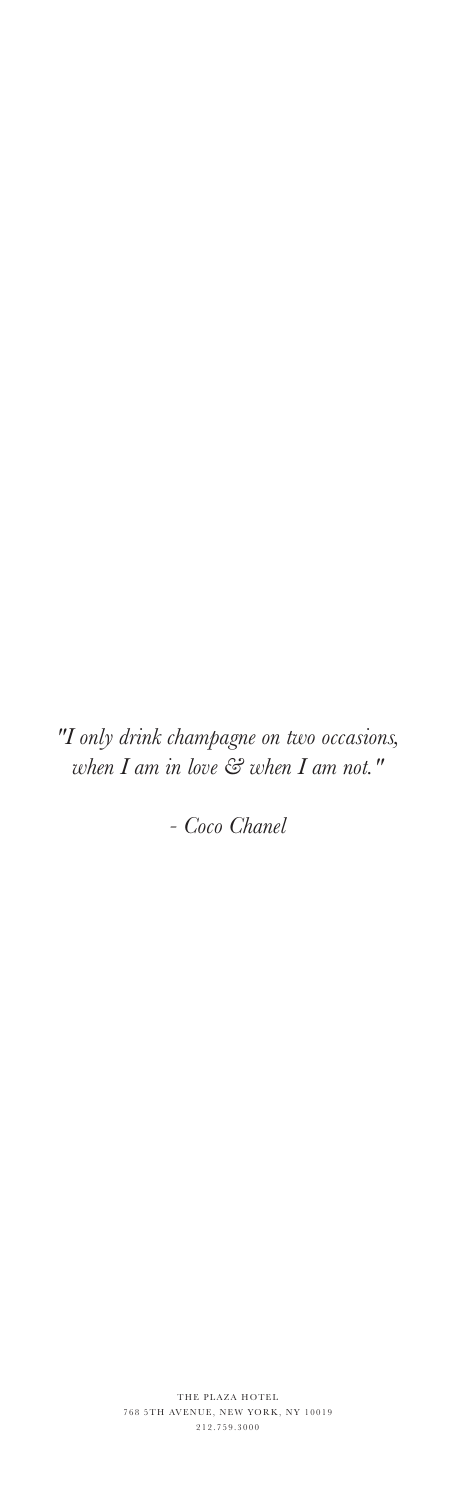*"I only drink champagne on two occasions, when I am in love & when I am not."*

*- Coco Chanel*

THE PLAZA HOTEL
768 5TH AVENUE, NEW YORK, NY 10019
212.759.3000